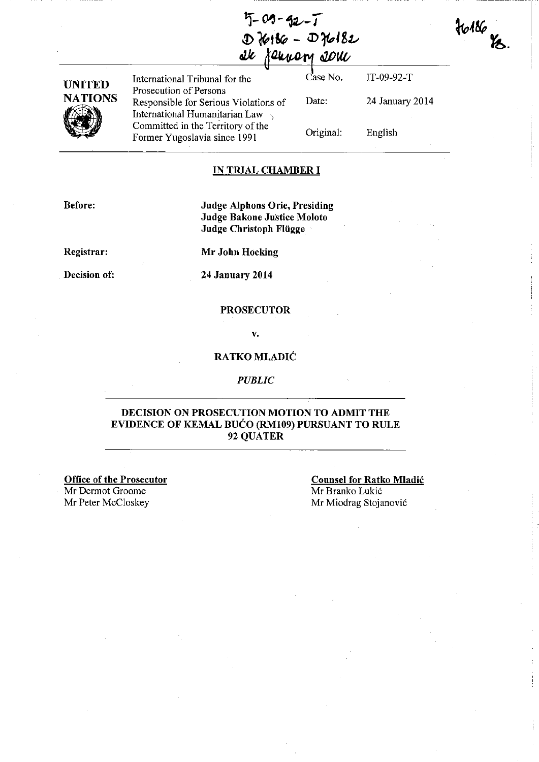IT-09-92-T
D76186 - D76182
24 January 2014

76186
YB.

| UNITED NATIONS | International Tribunal for the Prosecution of Persons Responsible for Serious Violations of International Humanitarian Law Committed in the Territory of the Former Yugoslavia since 1991 | Case No. | IT-09-92-T |
|---|---|---|---|
| | | Date: | 24 January 2014 |
| | | Original: | English |

## IN TRIAL CHAMBER I

**Before:** **Judge Alphons Orie, Presiding**
**Judge Bakone Justice Moloto**
**Judge Christoph Flügge**

**Registrar:** **Mr John Hocking**

**Decision of:** **24 January 2014**

**PROSECUTOR**

**v.**

**RATKO MLADIĆ**

*PUBLIC*

## DECISION ON PROSECUTION MOTION TO ADMIT THE EVIDENCE OF KEMAL BUĆO (RM109) PURSUANT TO RULE 92 QUATER

**Office of the Prosecutor**
Mr Dermot Groome
Mr Peter McCloskey

**Counsel for Ratko Mladić**
Mr Branko Lukić
Mr Miodrag Stojanović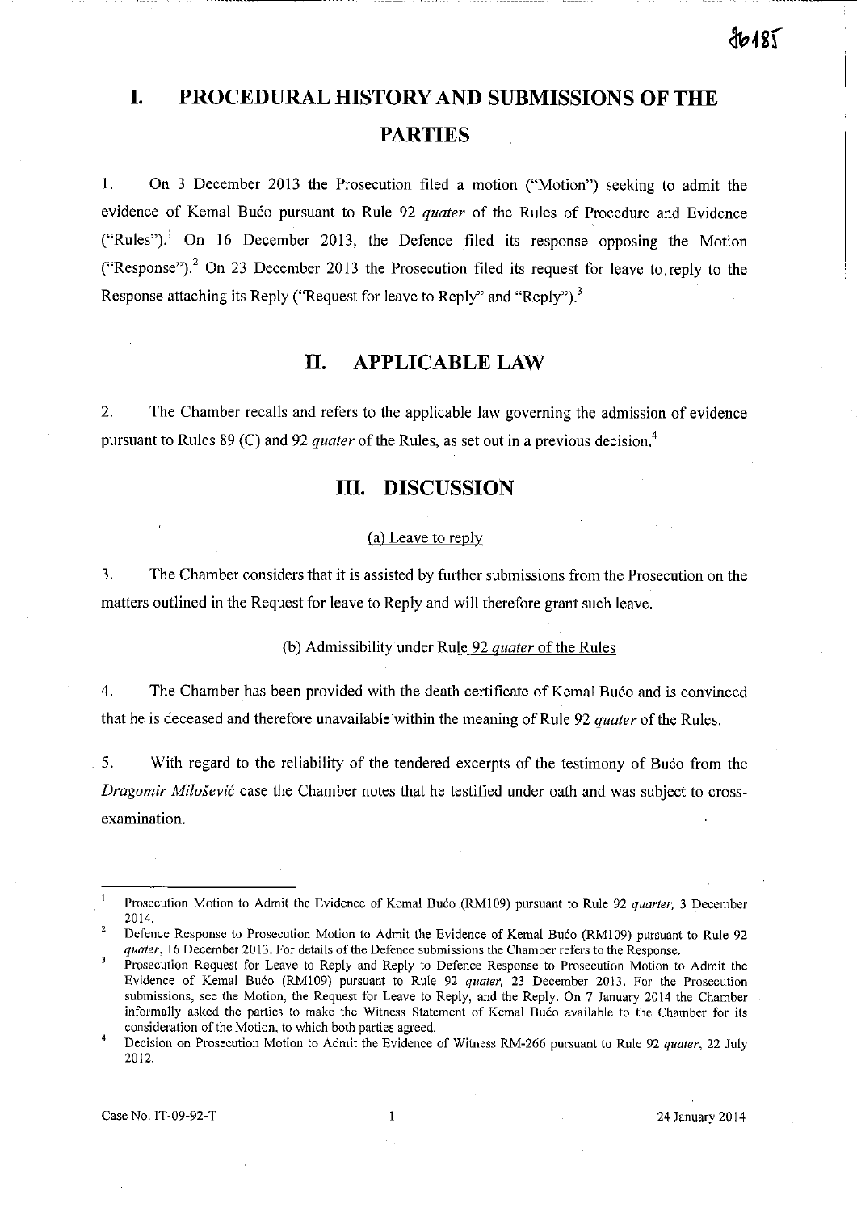# I. PROCEDURAL HISTORY AND SUBMISSIONS OF THE PARTIES

1. On 3 December 2013 the Prosecution filed a motion ("Motion") seeking to admit the evidence of Kemal Bućo pursuant to Rule 92 *quater* of the Rules of Procedure and Evidence ("Rules").[1] On 16 December 2013, the Defence filed its response opposing the Motion ("Response").[2] On 23 December 2013 the Prosecution filed its request for leave to reply to the Response attaching its Reply ("Request for leave to Reply" and "Reply").[3]

# II. APPLICABLE LAW

2. The Chamber recalls and refers to the applicable law governing the admission of evidence pursuant to Rules 89 (C) and 92 *quater* of the Rules, as set out in a previous decision.[4]

# III. DISCUSSION

### (a) Leave to reply

3. The Chamber considers that it is assisted by further submissions from the Prosecution on the matters outlined in the Request for leave to Reply and will therefore grant such leave.

### (b) Admissibility under Rule 92 *quater* of the Rules

4. The Chamber has been provided with the death certificate of Kemal Bućo and is convinced that he is deceased and therefore unavailable within the meaning of Rule 92 *quater* of the Rules.

5. With regard to the reliability of the tendered excerpts of the testimony of Bućo from the *Dragomir Milošević* case the Chamber notes that he testified under oath and was subject to cross-examination.

---

[1] Prosecution Motion to Admit the Evidence of Kemal Bućo (RM109) pursuant to Rule 92 *quarter*, 3 December 2014.

[2] Defence Response to Prosecution Motion to Admit the Evidence of Kemal Bućo (RM109) pursuant to Rule 92 *quater*, 16 December 2013. For details of the Defence submissions the Chamber refers to the Response.

[3] Prosecution Request for Leave to Reply and Reply to Defence Response to Prosecution Motion to Admit the Evidence of Kemal Bućo (RM109) pursuant to Rule 92 *quater*, 23 December 2013. For the Prosecution submissions, see the Motion, the Request for Leave to Reply, and the Reply. On 7 January 2014 the Chamber informally asked the parties to make the Witness Statement of Kemal Bućo available to the Chamber for its consideration of the Motion, to which both parties agreed.

[4] Decision on Prosecution Motion to Admit the Evidence of Witness RM-266 pursuant to Rule 92 *quater*, 22 July 2012.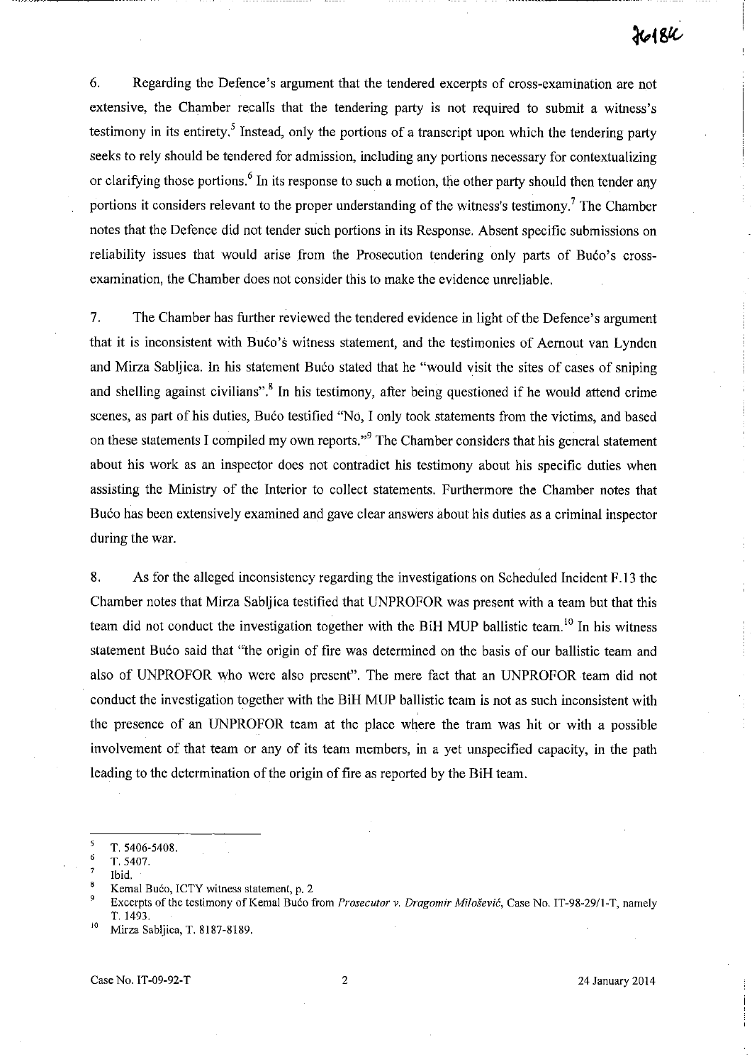6. Regarding the Defence's argument that the tendered excerpts of cross-examination are not extensive, the Chamber recalls that the tendering party is not required to submit a witness's testimony in its entirety.[5] Instead, only the portions of a transcript upon which the tendering party seeks to rely should be tendered for admission, including any portions necessary for contextualizing or clarifying those portions.[6] In its response to such a motion, the other party should then tender any portions it considers relevant to the proper understanding of the witness's testimony.[7] The Chamber notes that the Defence did not tender such portions in its Response. Absent specific submissions on reliability issues that would arise from the Prosecution tendering only parts of Bućo's cross-examination, the Chamber does not consider this to make the evidence unreliable.

7. The Chamber has further reviewed the tendered evidence in light of the Defence's argument that it is inconsistent with Bućo's witness statement, and the testimonies of Aernout van Lynden and Mirza Sabljica. In his statement Bućo stated that he "would visit the sites of cases of sniping and shelling against civilians".[8] In his testimony, after being questioned if he would attend crime scenes, as part of his duties, Bućo testified "No, I only took statements from the victims, and based on these statements I compiled my own reports."[9] The Chamber considers that his general statement about his work as an inspector does not contradict his testimony about his specific duties when assisting the Ministry of the Interior to collect statements. Furthermore the Chamber notes that Bućo has been extensively examined and gave clear answers about his duties as a criminal inspector during the war.

8. As for the alleged inconsistency regarding the investigations on Scheduled Incident F.13 the Chamber notes that Mirza Sabljica testified that UNPROFOR was present with a team but that this team did not conduct the investigation together with the BiH MUP ballistic team.[10] In his witness statement Bućo said that "the origin of fire was determined on the basis of our ballistic team and also of UNPROFOR who were also present". The mere fact that an UNPROFOR team did not conduct the investigation together with the BiH MUP ballistic team is not as such inconsistent with the presence of an UNPROFOR team at the place where the tram was hit or with a possible involvement of that team or any of its team members, in a yet unspecified capacity, in the path leading to the determination of the origin of fire as reported by the BiH team.

---

[5] T. 5406-5408.

[6] T. 5407.

[7] Ibid.

[8] Kemal Bućo, ICTY witness statement, p. 2

[9] Excerpts of the testimony of Kemal Bućo from *Prosecutor v. Dragomir Milošević*, Case No. IT-98-29/1-T, namely T. 1493.

[10] Mirza Sabljica, T. 8187-8189.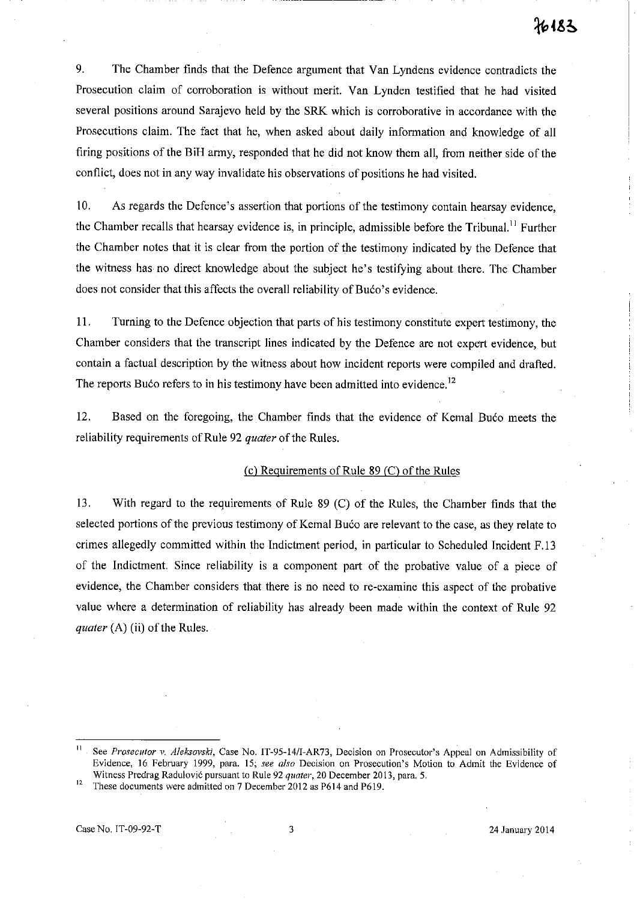9. The Chamber finds that the Defence argument that Van Lyndens evidence contradicts the Prosecution claim of corroboration is without merit. Van Lynden testified that he had visited several positions around Sarajevo held by the SRK which is corroborative in accordance with the Prosecutions claim. The fact that he, when asked about daily information and knowledge of all firing positions of the BiH army, responded that he did not know them all, from neither side of the conflict, does not in any way invalidate his observations of positions he had visited.

10. As regards the Defence's assertion that portions of the testimony contain hearsay evidence, the Chamber recalls that hearsay evidence is, in principle, admissible before the Tribunal.[11] Further the Chamber notes that it is clear from the portion of the testimony indicated by the Defence that the witness has no direct knowledge about the subject he's testifying about there. The Chamber does not consider that this affects the overall reliability of Bućo's evidence.

11. Turning to the Defence objection that parts of his testimony constitute expert testimony, the Chamber considers that the transcript lines indicated by the Defence are not expert evidence, but contain a factual description by the witness about how incident reports were compiled and drafted. The reports Bućo refers to in his testimony have been admitted into evidence.[12]

12. Based on the foregoing, the Chamber finds that the evidence of Kemal Bućo meets the reliability requirements of Rule 92 *quater* of the Rules.

### (c) Requirements of Rule 89 (C) of the Rules

13. With regard to the requirements of Rule 89 (C) of the Rules, the Chamber finds that the selected portions of the previous testimony of Kemal Bućo are relevant to the case, as they relate to crimes allegedly committed within the Indictment period, in particular to Scheduled Incident F.13 of the Indictment. Since reliability is a component part of the probative value of a piece of evidence, the Chamber considers that there is no need to re-examine this aspect of the probative value where a determination of reliability has already been made within the context of Rule 92 *quater* (A) (ii) of the Rules.

---

[11] See *Prosecutor v. Aleksovski*, Case No. IT-95-14/1-AR73, Decision on Prosecutor's Appeal on Admissibility of Evidence, 16 February 1999, para. 15; *see also* Decision on Prosecution's Motion to Admit the Evidence of Witness Predrag Radulović pursuant to Rule 92 *quater*, 20 December 2013, para. 5.

[12] These documents were admitted on 7 December 2012 as P614 and P619.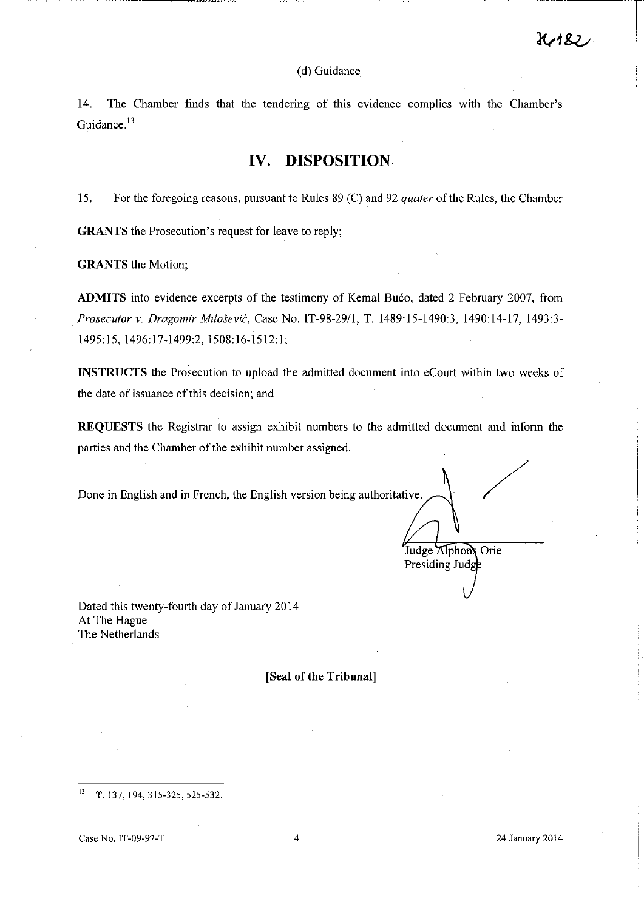(d) Guidance

14. The Chamber finds that the tendering of this evidence complies with the Chamber's Guidance.[13]

# IV. DISPOSITION

15. For the foregoing reasons, pursuant to Rules 89 (C) and 92 *quater* of the Rules, the Chamber

**GRANTS** the Prosecution's request for leave to reply;

**GRANTS** the Motion;

**ADMITS** into evidence excerpts of the testimony of Kemal Bućo, dated 2 February 2007, from *Prosecutor v. Dragomir Milošević*, Case No. IT-98-29/1, T. 1489:15-1490:3, 1490:14-17, 1493:3-1495:15, 1496:17-1499:2, 1508:16-1512:1;

**INSTRUCTS** the Prosecution to upload the admitted document into eCourt within two weeks of the date of issuance of this decision; and

**REQUESTS** the Registrar to assign exhibit numbers to the admitted document and inform the parties and the Chamber of the exhibit number assigned.

Done in English and in French, the English version being authoritative.

Judge Alphons Orie
Presiding Judge

Dated this twenty-fourth day of January 2014
At The Hague
The Netherlands

**[Seal of the Tribunal]**

[13] T. 137, 194, 315-325, 525-532.